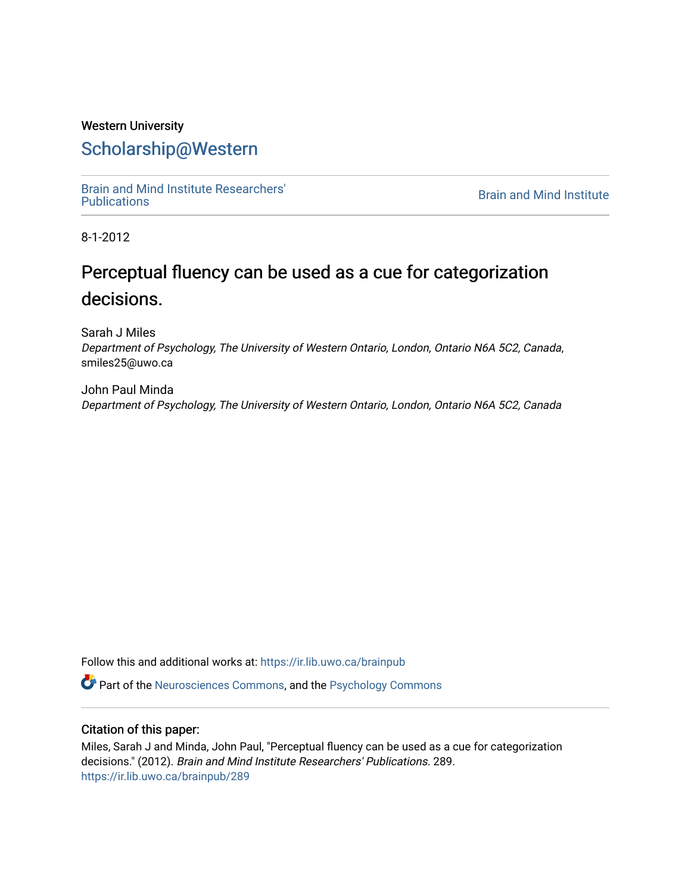Western University

# Scholarship@Western

Brain and Mind Institute Researchers' Publications

Brain and Mind Institute

8-1-2012

# Perceptual fluency can be used as a cue for categorization decisions.

Sarah J Miles
*Department of Psychology, The University of Western Ontario, London, Ontario N6A 5C2, Canada*, smiles25@uwo.ca

John Paul Minda
*Department of Psychology, The University of Western Ontario, London, Ontario N6A 5C2, Canada*

Follow this and additional works at: https://ir.lib.uwo.ca/brainpub

Part of the Neurosciences Commons, and the Psychology Commons

### Citation of this paper:

Miles, Sarah J and Minda, John Paul, "Perceptual fluency can be used as a cue for categorization decisions." (2012). *Brain and Mind Institute Researchers' Publications*. 289.
https://ir.lib.uwo.ca/brainpub/289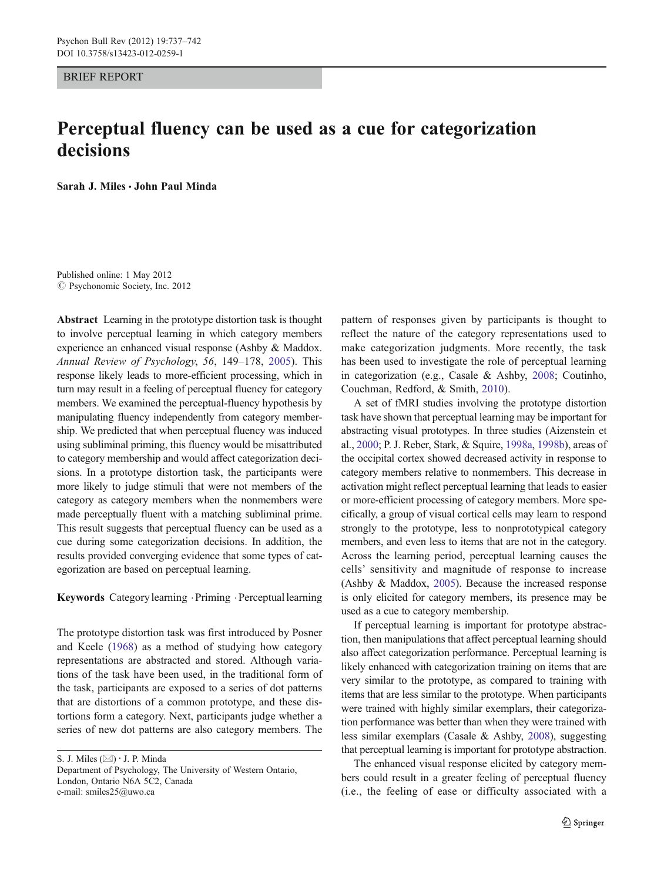# Perceptual fluency can be used as a cue for categorization decisions

**Sarah J. Miles · John Paul Minda**

Published online: 1 May 2012
© Psychonomic Society, Inc. 2012

**Abstract** Learning in the prototype distortion task is thought to involve perceptual learning in which category members experience an enhanced visual response (Ashby & Maddox. *Annual Review of Psychology*, *56*, 149–178, 2005). This response likely leads to more-efficient processing, which in turn may result in a feeling of perceptual fluency for category members. We examined the perceptual-fluency hypothesis by manipulating fluency independently from category membership. We predicted that when perceptual fluency was induced using subliminal priming, this fluency would be misattributed to category membership and would affect categorization decisions. In a prototype distortion task, the participants were more likely to judge stimuli that were not members of the category as category members when the nonmembers were made perceptually fluent with a matching subliminal prime. This result suggests that perceptual fluency can be used as a cue during some categorization decisions. In addition, the results provided converging evidence that some types of categorization are based on perceptual learning.

**Keywords** Category learning · Priming · Perceptual learning

The prototype distortion task was first introduced by Posner and Keele (1968) as a method of studying how category representations are abstracted and stored. Although variations of the task have been used, in the traditional form of the task, participants are exposed to a series of dot patterns that are distortions of a common prototype, and these distortions form a category. Next, participants judge whether a series of new dot patterns are also category members. The pattern of responses given by participants is thought to reflect the nature of the category representations used to make categorization judgments. More recently, the task has been used to investigate the role of perceptual learning in categorization (e.g., Casale & Ashby, 2008; Coutinho, Couchman, Redford, & Smith, 2010).

A set of fMRI studies involving the prototype distortion task have shown that perceptual learning may be important for abstracting visual prototypes. In three studies (Aizenstein et al., 2000; P. J. Reber, Stark, & Squire, 1998a, 1998b), areas of the occipital cortex showed decreased activity in response to category members relative to nonmembers. This decrease in activation might reflect perceptual learning that leads to easier or more-efficient processing of category members. More specifically, a group of visual cortical cells may learn to respond strongly to the prototype, less to nonprototypical category members, and even less to items that are not in the category. Across the learning period, perceptual learning causes the cells' sensitivity and magnitude of response to increase (Ashby & Maddox, 2005). Because the increased response is only elicited for category members, its presence may be used as a cue to category membership.

If perceptual learning is important for prototype abstraction, then manipulations that affect perceptual learning should also affect categorization performance. Perceptual learning is likely enhanced with categorization training on items that are very similar to the prototype, as compared to training with items that are less similar to the prototype. When participants were trained with highly similar exemplars, their categorization performance was better than when they were trained with less similar exemplars (Casale & Ashby, 2008), suggesting that perceptual learning is important for prototype abstraction.

The enhanced visual response elicited by category members could result in a greater feeling of perceptual fluency (i.e., the feeling of ease or difficulty associated with a

S. J. Miles (✉) · J. P. Minda
Department of Psychology, The University of Western Ontario,
London, Ontario N6A 5C2, Canada
e-mail: smiles25@uwo.ca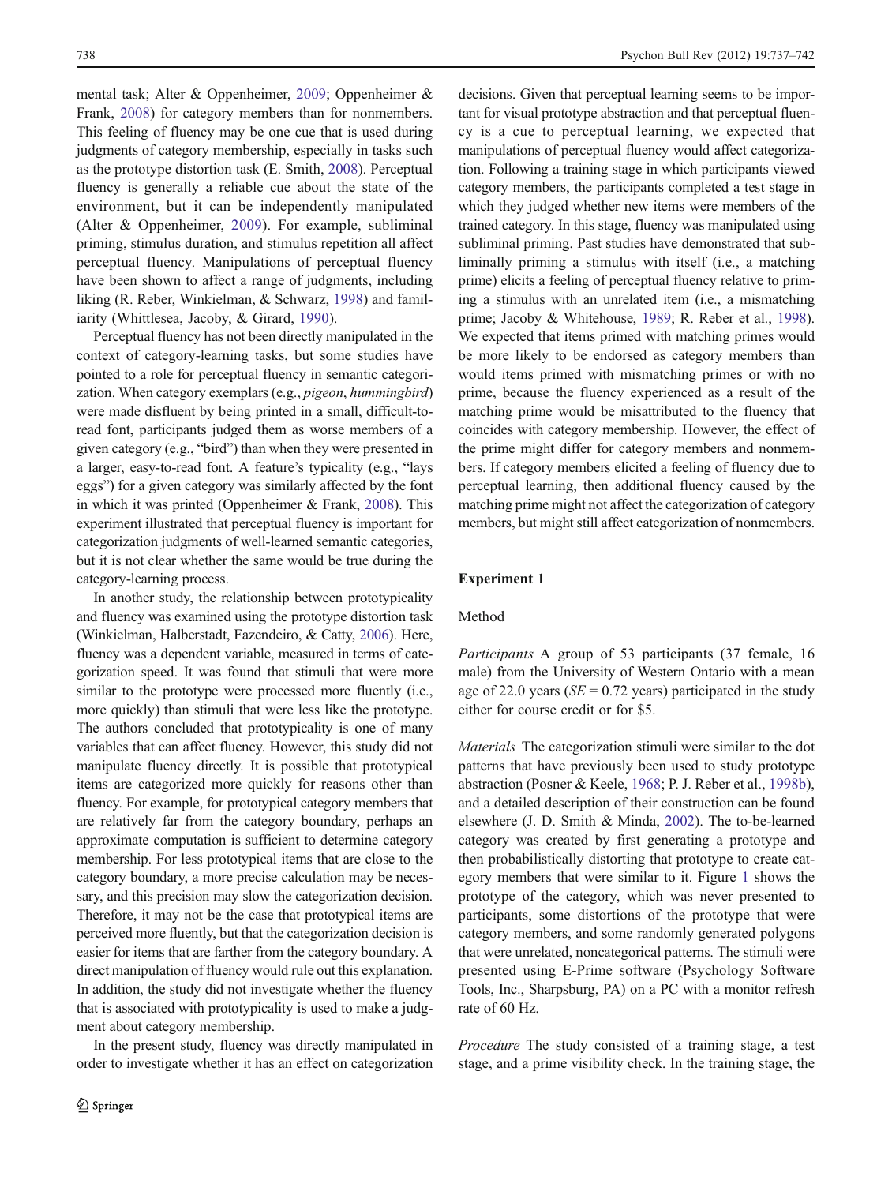mental task; Alter & Oppenheimer, 2009; Oppenheimer & Frank, 2008) for category members than for nonmembers. This feeling of fluency may be one cue that is used during judgments of category membership, especially in tasks such as the prototype distortion task (E. Smith, 2008). Perceptual fluency is generally a reliable cue about the state of the environment, but it can be independently manipulated (Alter & Oppenheimer, 2009). For example, subliminal priming, stimulus duration, and stimulus repetition all affect perceptual fluency. Manipulations of perceptual fluency have been shown to affect a range of judgments, including liking (R. Reber, Winkielman, & Schwarz, 1998) and familiarity (Whittlesea, Jacoby, & Girard, 1990).

Perceptual fluency has not been directly manipulated in the context of category-learning tasks, but some studies have pointed to a role for perceptual fluency in semantic categorization. When category exemplars (e.g., *pigeon*, *hummingbird*) were made disfluent by being printed in a small, difficult-to-read font, participants judged them as worse members of a given category (e.g., "bird") than when they were presented in a larger, easy-to-read font. A feature's typicality (e.g., "lays eggs") for a given category was similarly affected by the font in which it was printed (Oppenheimer & Frank, 2008). This experiment illustrated that perceptual fluency is important for categorization judgments of well-learned semantic categories, but it is not clear whether the same would be true during the category-learning process.

In another study, the relationship between prototypicality and fluency was examined using the prototype distortion task (Winkielman, Halberstadt, Fazendeiro, & Catty, 2006). Here, fluency was a dependent variable, measured in terms of categorization speed. It was found that stimuli that were more similar to the prototype were processed more fluently (i.e., more quickly) than stimuli that were less like the prototype. The authors concluded that prototypicality is one of many variables that can affect fluency. However, this study did not manipulate fluency directly. It is possible that prototypical items are categorized more quickly for reasons other than fluency. For example, for prototypical category members that are relatively far from the category boundary, perhaps an approximate computation is sufficient to determine category membership. For less prototypical items that are close to the category boundary, a more precise calculation may be necessary, and this precision may slow the categorization decision. Therefore, it may not be the case that prototypical items are perceived more fluently, but that the categorization decision is easier for items that are farther from the category boundary. A direct manipulation of fluency would rule out this explanation. In addition, the study did not investigate whether the fluency that is associated with prototypicality is used to make a judgment about category membership.

In the present study, fluency was directly manipulated in order to investigate whether it has an effect on categorization decisions. Given that perceptual learning seems to be important for visual prototype abstraction and that perceptual fluency is a cue to perceptual learning, we expected that manipulations of perceptual fluency would affect categorization. Following a training stage in which participants viewed category members, the participants completed a test stage in which they judged whether new items were members of the trained category. In this stage, fluency was manipulated using subliminal priming. Past studies have demonstrated that subliminally priming a stimulus with itself (i.e., a matching prime) elicits a feeling of perceptual fluency relative to priming a stimulus with an unrelated item (i.e., a mismatching prime; Jacoby & Whitehouse, 1989; R. Reber et al., 1998). We expected that items primed with matching primes would be more likely to be endorsed as category members than would items primed with mismatching primes or with no prime, because the fluency experienced as a result of the matching prime would be misattributed to the fluency that coincides with category membership. However, the effect of the prime might differ for category members and nonmembers. If category members elicited a feeling of fluency due to perceptual learning, then additional fluency caused by the matching prime might not affect the categorization of category members, but might still affect categorization of nonmembers.

## Experiment 1

### Method

*Participants* A group of 53 participants (37 female, 16 male) from the University of Western Ontario with a mean age of 22.0 years ($SE = 0.72$ years) participated in the study either for course credit or for $5.

*Materials* The categorization stimuli were similar to the dot patterns that have previously been used to study prototype abstraction (Posner & Keele, 1968; P. J. Reber et al., 1998b), and a detailed description of their construction can be found elsewhere (J. D. Smith & Minda, 2002). The to-be-learned category was created by first generating a prototype and then probabilistically distorting that prototype to create category members that were similar to it. Figure 1 shows the prototype of the category, which was never presented to participants, some distortions of the prototype that were category members, and some randomly generated polygons that were unrelated, noncategorical patterns. The stimuli were presented using E-Prime software (Psychology Software Tools, Inc., Sharpsburg, PA) on a PC with a monitor refresh rate of 60 Hz.

*Procedure* The study consisted of a training stage, a test stage, and a prime visibility check. In the training stage, the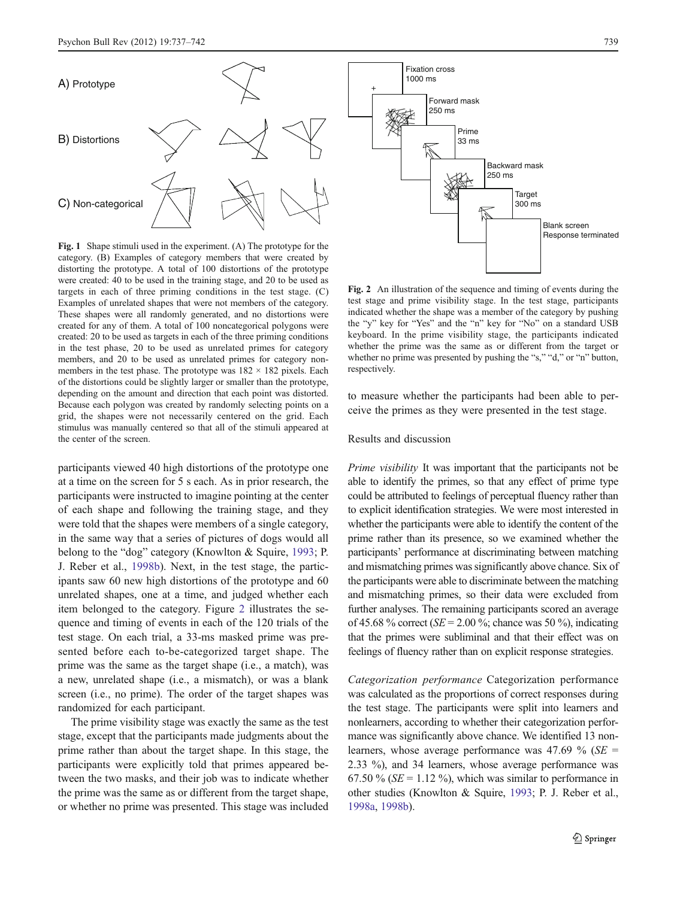A) Prototype

B) Distortions

C) Non-categorical

**Fig. 1** Shape stimuli used in the experiment. (A) The prototype for the category. (B) Examples of category members that were created by distorting the prototype. A total of 100 distortions of the prototype were created: 40 to be used in the training stage, and 20 to be used as targets in each of three priming conditions in the test stage. (C) Examples of unrelated shapes that were not members of the category. These shapes were all randomly generated, and no distortions were created for any of them. A total of 100 noncategorical polygons were created: 20 to be used as targets in each of the three priming conditions in the test phase, 20 to be used as unrelated primes for category members, and 20 to be used as unrelated primes for category nonmembers in the test phase. The prototype was 182 × 182 pixels. Each of the distortions could be slightly larger or smaller than the prototype, depending on the amount and direction that each point was distorted. Because each polygon was created by randomly selecting points on a grid, the shapes were not necessarily centered on the grid. Each stimulus was manually centered so that all of the stimuli appeared at the center of the screen.

participants viewed 40 high distortions of the prototype one at a time on the screen for 5 s each. As in prior research, the participants were instructed to imagine pointing at the center of each shape and following the training stage, and they were told that the shapes were members of a single category, in the same way that a series of pictures of dogs would all belong to the "dog" category (Knowlton & Squire, 1993; P. J. Reber et al., 1998b). Next, in the test stage, the participants saw 60 new high distortions of the prototype and 60 unrelated shapes, one at a time, and judged whether each item belonged to the category. Figure 2 illustrates the sequence and timing of events in each of the 120 trials of the test stage. On each trial, a 33-ms masked prime was presented before each to-be-categorized target shape. The prime was the same as the target shape (i.e., a match), was a new, unrelated shape (i.e., a mismatch), or was a blank screen (i.e., no prime). The order of the target shapes was randomized for each participant.

The prime visibility stage was exactly the same as the test stage, except that the participants made judgments about the prime rather than about the target shape. In this stage, the participants were explicitly told that primes appeared between the two masks, and their job was to indicate whether the prime was the same as or different from the target shape, or whether no prime was presented. This stage was included

Fixation cross 1000 ms

Forward mask 250 ms

Prime 33 ms

Backward mask 250 ms

Target 300 ms

Blank screen Response terminated

**Fig. 2** An illustration of the sequence and timing of events during the test stage and prime visibility stage. In the test stage, participants indicated whether the shape was a member of the category by pushing the "y" key for "Yes" and the "n" key for "No" on a standard USB keyboard. In the prime visibility stage, the participants indicated whether the prime was the same as or different from the target or whether no prime was presented by pushing the "s," "d," or "n" button, respectively.

to measure whether the participants had been able to perceive the primes as they were presented in the test stage.

## Results and discussion

*Prime visibility* It was important that the participants not be able to identify the primes, so that any effect of prime type could be attributed to feelings of perceptual fluency rather than to explicit identification strategies. We were most interested in whether the participants were able to identify the content of the prime rather than its presence, so we examined whether the participants' performance at discriminating between matching and mismatching primes was significantly above chance. Six of the participants were able to discriminate between the matching and mismatching primes, so their data were excluded from further analyses. The remaining participants scored an average of 45.68 % correct ($SE$ = 2.00 %; chance was 50 %), indicating that the primes were subliminal and that their effect was on feelings of fluency rather than on explicit response strategies.

*Categorization performance* Categorization performance was calculated as the proportions of correct responses during the test stage. The participants were split into learners and nonlearners, according to whether their categorization performance was significantly above chance. We identified 13 nonlearners, whose average performance was 47.69 % ($SE$ = 2.33 %), and 34 learners, whose average performance was 67.50 % ($SE$ = 1.12 %), which was similar to performance in other studies (Knowlton & Squire, 1993; P. J. Reber et al., 1998a, 1998b).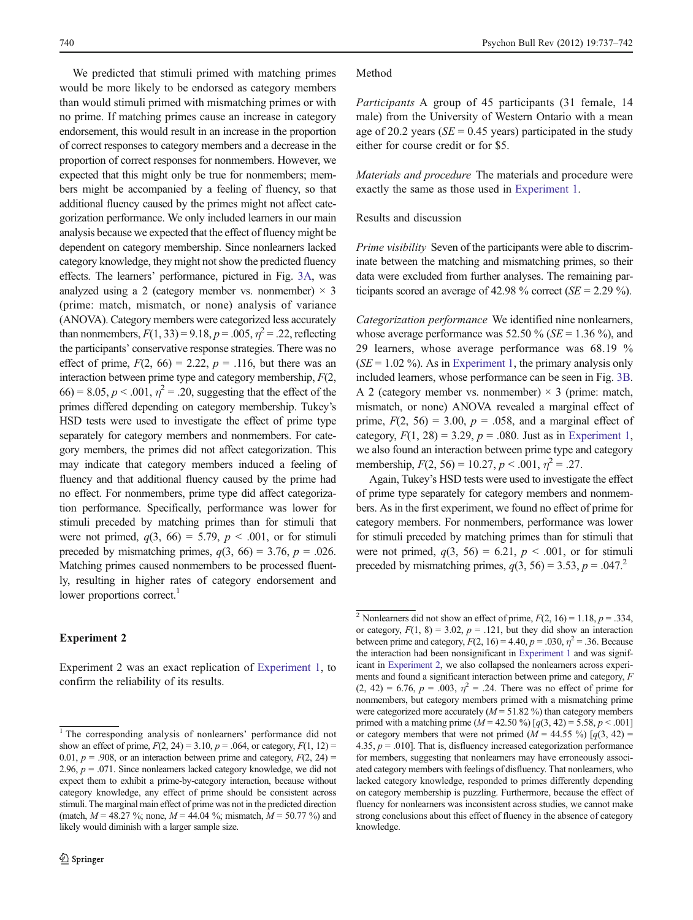We predicted that stimuli primed with matching primes would be more likely to be endorsed as category members than would stimuli primed with mismatching primes or with no prime. If matching primes cause an increase in category endorsement, this would result in an increase in the proportion of correct responses to category members and a decrease in the proportion of correct responses for nonmembers. However, we expected that this might only be true for nonmembers; members might be accompanied by a feeling of fluency, so that additional fluency caused by the primes might not affect categorization performance. We only included learners in our main analysis because we expected that the effect of fluency might be dependent on category membership. Since nonlearners lacked category knowledge, they might not show the predicted fluency effects. The learners' performance, pictured in Fig. 3A, was analyzed using a 2 (category member vs. nonmember) × 3 (prime: match, mismatch, or none) analysis of variance (ANOVA). Category members were categorized less accurately than nonmembers, $F(1, 33) = 9.18$, $p = .005$, $\eta^2 = .22$, reflecting the participants' conservative response strategies. There was no effect of prime, $F(2, 66) = 2.22$, $p = .116$, but there was an interaction between prime type and category membership, $F(2, 66) = 8.05$, $p < .001$, $\eta^2 = .20$, suggesting that the effect of the primes differed depending on category membership. Tukey's HSD tests were used to investigate the effect of prime type separately for category members and nonmembers. For category members, the primes did not affect categorization. This may indicate that category members induced a feeling of fluency and that additional fluency caused by the prime had no effect. For nonmembers, prime type did affect categorization performance. Specifically, performance was lower for stimuli preceded by matching primes than for stimuli that were not primed, $q(3, 66) = 5.79$, $p < .001$, or for stimuli preceded by mismatching primes, $q(3, 66) = 3.76$, $p = .026$. Matching primes caused nonmembers to be processed fluently, resulting in higher rates of category endorsement and lower proportions correct.[1]

## Experiment 2

Experiment 2 was an exact replication of Experiment 1, to confirm the reliability of its results.

### Method

*Participants* A group of 45 participants (31 female, 14 male) from the University of Western Ontario with a mean age of 20.2 years ($SE = 0.45$ years) participated in the study either for course credit or for $5.

*Materials and procedure* The materials and procedure were exactly the same as those used in Experiment 1.

### Results and discussion

*Prime visibility* Seven of the participants were able to discriminate between the matching and mismatching primes, so their data were excluded from further analyses. The remaining participants scored an average of 42.98 % correct ($SE = 2.29$ %).

*Categorization performance* We identified nine nonlearners, whose average performance was 52.50 % ($SE = 1.36$ %), and 29 learners, whose average performance was 68.19 % ($SE = 1.02$ %). As in Experiment 1, the primary analysis only included learners, whose performance can be seen in Fig. 3B. A 2 (category member vs. nonmember) × 3 (prime: match, mismatch, or none) ANOVA revealed a marginal effect of prime, $F(2, 56) = 3.00$, $p = .058$, and a marginal effect of category, $F(1, 28) = 3.29$, $p = .080$. Just as in Experiment 1, we also found an interaction between prime type and category membership, $F(2, 56) = 10.27$, $p < .001$, $\eta^2 = .27$.

Again, Tukey's HSD tests were used to investigate the effect of prime type separately for category members and nonmembers. As in the first experiment, we found no effect of prime for category members. For nonmembers, performance was lower for stimuli preceded by matching primes than for stimuli that were not primed, $q(3, 56) = 6.21$, $p < .001$, or for stimuli preceded by mismatching primes, $q(3, 56) = 3.53$, $p = .047$.[2]

---

[1] The corresponding analysis of nonlearners' performance did not show an effect of prime, $F(2, 24) = 3.10$, $p = .064$, or category, $F(1, 12) = 0.01$, $p = .908$, or an interaction between prime and category, $F(2, 24) = 2.96$, $p = .071$. Since nonlearners lacked category knowledge, we did not expect them to exhibit a prime-by-category interaction, because without category knowledge, any effect of prime should be consistent across stimuli. The marginal main effect of prime was not in the predicted direction (match, $M = 48.27$ %; none, $M = 44.04$ %; mismatch, $M = 50.77$ %) and likely would diminish with a larger sample size.

[2] Nonlearners did not show an effect of prime, $F(2, 16) = 1.18$, $p = .334$, or category, $F(1, 8) = 3.02$, $p = .121$, but they did show an interaction between prime and category, $F(2, 16) = 4.40$, $p = .030$, $\eta^2 = .36$. Because the interaction had been nonsignificant in Experiment 1 and was significant in Experiment 2, we also collapsed the nonlearners across experiments and found a significant interaction between prime and category, $F(2, 42) = 6.76$, $p = .003$, $\eta^2 = .24$. There was no effect of prime for nonmembers, but category members primed with a mismatching prime were categorized more accurately ($M = 51.82$ %) than category members primed with a matching prime ($M = 42.50$ %) [$q(3, 42) = 5.58$, $p < .001$] or category members that were not primed ($M = 44.55$ %) [$q(3, 42) = 4.35$, $p = .010$]. That is, disfluency increased categorization performance for members, suggesting that nonlearners may have erroneously associated category members with feelings of disfluency. That nonlearners, who lacked category knowledge, responded to primes differently depending on category membership is puzzling. Furthermore, because the effect of fluency for nonlearners was inconsistent across studies, we cannot make strong conclusions about this effect of fluency in the absence of category knowledge.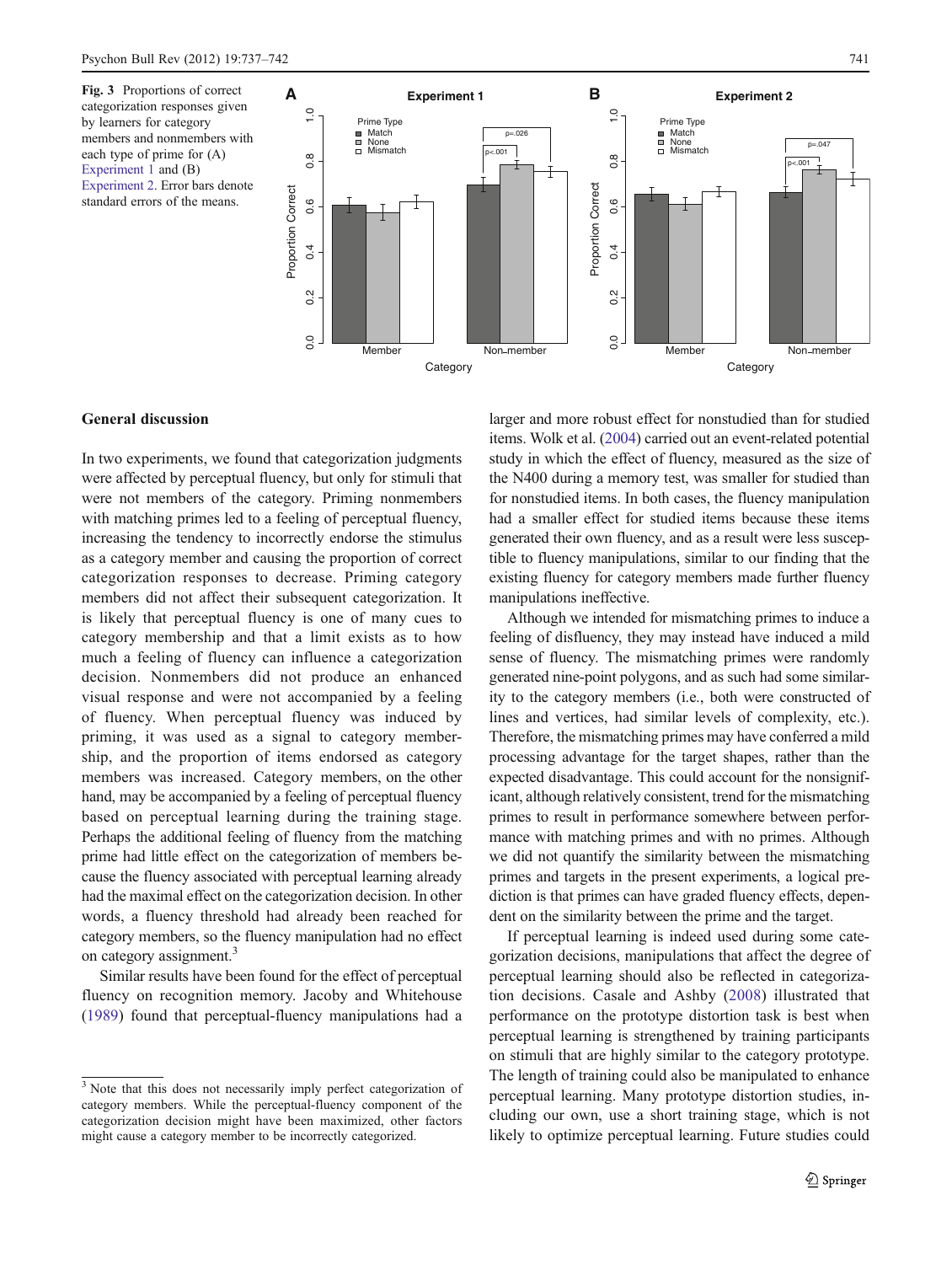**Fig. 3** Proportions of correct categorization responses given by learners for category members and nonmembers with each type of prime for (A) Experiment 1 and (B) Experiment 2. Error bars denote standard errors of the means.

A

Experiment 1

Prime Type
Match
None
Mismatch

Proportion Correct

0.0
0.2
0.4
0.6
0.8
1.0

p=.026
p<.001

Member
Non_member

Category

B

Experiment 2

Prime Type
Match
None
Mismatch

Proportion Correct

0.0
0.2
0.4
0.6
0.8
1.0

p=.047
p<.001

Member
Non_member

Category

## General discussion

In two experiments, we found that categorization judgments were affected by perceptual fluency, but only for stimuli that were not members of the category. Priming nonmembers with matching primes led to a feeling of perceptual fluency, increasing the tendency to incorrectly endorse the stimulus as a category member and causing the proportion of correct categorization responses to decrease. Priming category members did not affect their subsequent categorization. It is likely that perceptual fluency is one of many cues to category membership and that a limit exists as to how much a feeling of fluency can influence a categorization decision. Nonmembers did not produce an enhanced visual response and were not accompanied by a feeling of fluency. When perceptual fluency was induced by priming, it was used as a signal to category membership, and the proportion of items endorsed as category members was increased. Category members, on the other hand, may be accompanied by a feeling of perceptual fluency based on perceptual learning during the training stage. Perhaps the additional feeling of fluency from the matching prime had little effect on the categorization of members because the fluency associated with perceptual learning already had the maximal effect on the categorization decision. In other words, a fluency threshold had already been reached for category members, so the fluency manipulation had no effect on category assignment.[3]

Similar results have been found for the effect of perceptual fluency on recognition memory. Jacoby and Whitehouse (1989) found that perceptual-fluency manipulations had a larger and more robust effect for nonstudied than for studied items. Wolk et al. (2004) carried out an event-related potential study in which the effect of fluency, measured as the size of the N400 during a memory test, was smaller for studied than for nonstudied items. In both cases, the fluency manipulation had a smaller effect for studied items because these items generated their own fluency, and as a result were less susceptible to fluency manipulations, similar to our finding that the existing fluency for category members made further fluency manipulations ineffective.

Although we intended for mismatching primes to induce a feeling of disfluency, they may instead have induced a mild sense of fluency. The mismatching primes were randomly generated nine-point polygons, and as such had some similarity to the category members (i.e., both were constructed of lines and vertices, had similar levels of complexity, etc.). Therefore, the mismatching primes may have conferred a mild processing advantage for the target shapes, rather than the expected disadvantage. This could account for the nonsignificant, although relatively consistent, trend for the mismatching primes to result in performance somewhere between performance with matching primes and with no primes. Although we did not quantify the similarity between the mismatching primes and targets in the present experiments, a logical prediction is that primes can have graded fluency effects, dependent on the similarity between the prime and the target.

If perceptual learning is indeed used during some categorization decisions, manipulations that affect the degree of perceptual learning should also be reflected in categorization decisions. Casale and Ashby (2008) illustrated that performance on the prototype distortion task is best when perceptual learning is strengthened by training participants on stimuli that are highly similar to the category prototype. The length of training could also be manipulated to enhance perceptual learning. Many prototype distortion studies, including our own, use a short training stage, which is not likely to optimize perceptual learning. Future studies could

[3] Note that this does not necessarily imply perfect categorization of category members. While the perceptual-fluency component of the categorization decision might have been maximized, other factors might cause a category member to be incorrectly categorized.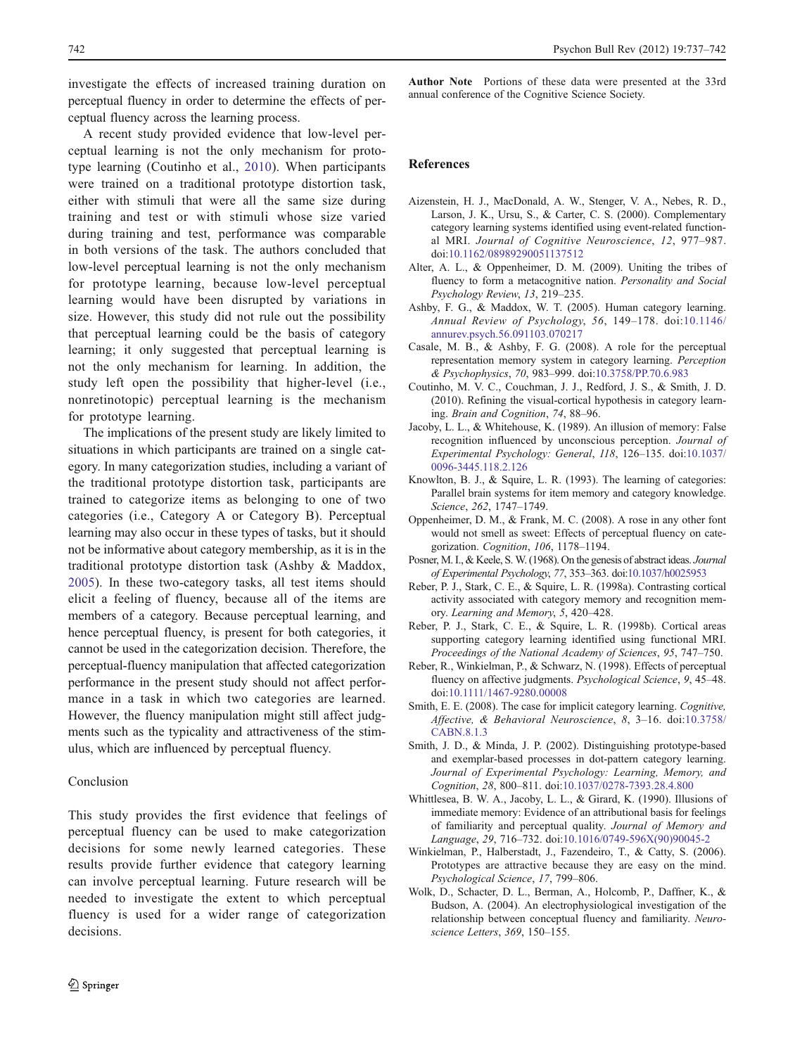investigate the effects of increased training duration on perceptual fluency in order to determine the effects of perceptual fluency across the learning process.

A recent study provided evidence that low-level perceptual learning is not the only mechanism for prototype learning (Coutinho et al., 2010). When participants were trained on a traditional prototype distortion task, either with stimuli that were all the same size during training and test or with stimuli whose size varied during training and test, performance was comparable in both versions of the task. The authors concluded that low-level perceptual learning is not the only mechanism for prototype learning, because low-level perceptual learning would have been disrupted by variations in size. However, this study did not rule out the possibility that perceptual learning could be the basis of category learning; it only suggested that perceptual learning is not the only mechanism for learning. In addition, the study left open the possibility that higher-level (i.e., nonretinotopic) perceptual learning is the mechanism for prototype learning.

The implications of the present study are likely limited to situations in which participants are trained on a single category. In many categorization studies, including a variant of the traditional prototype distortion task, participants are trained to categorize items as belonging to one of two categories (i.e., Category A or Category B). Perceptual learning may also occur in these types of tasks, but it should not be informative about category membership, as it is in the traditional prototype distortion task (Ashby & Maddox, 2005). In these two-category tasks, all test items should elicit a feeling of fluency, because all of the items are members of a category. Because perceptual learning, and hence perceptual fluency, is present for both categories, it cannot be used in the categorization decision. Therefore, the perceptual-fluency manipulation that affected categorization performance in the present study should not affect performance in a task in which two categories are learned. However, the fluency manipulation might still affect judgments such as the typicality and attractiveness of the stimulus, which are influenced by perceptual fluency.

## Conclusion

This study provides the first evidence that feelings of perceptual fluency can be used to make categorization decisions for some newly learned categories. These results provide further evidence that category learning can involve perceptual learning. Future research will be needed to investigate the extent to which perceptual fluency is used for a wider range of categorization decisions.

**Author Note** Portions of these data were presented at the 33rd annual conference of the Cognitive Science Society.

## References

Aizenstein, H. J., MacDonald, A. W., Stenger, V. A., Nebes, R. D., Larson, J. K., Ursu, S., & Carter, C. S. (2000). Complementary category learning systems identified using event-related functional MRI. *Journal of Cognitive Neuroscience*, *12*, 977–987. doi:10.1162/08989290051137512

Alter, A. L., & Oppenheimer, D. M. (2009). Uniting the tribes of fluency to form a metacognitive nation. *Personality and Social Psychology Review*, *13*, 219–235.

Ashby, F. G., & Maddox, W. T. (2005). Human category learning. *Annual Review of Psychology*, *56*, 149–178. doi:10.1146/annurev.psych.56.091103.070217

Casale, M. B., & Ashby, F. G. (2008). A role for the perceptual representation memory system in category learning. *Perception & Psychophysics*, *70*, 983–999. doi:10.3758/PP.70.6.983

Coutinho, M. V. C., Couchman, J. J., Redford, J. S., & Smith, J. D. (2010). Refining the visual-cortical hypothesis in category learning. *Brain and Cognition*, *74*, 88–96.

Jacoby, L. L., & Whitehouse, K. (1989). An illusion of memory: False recognition influenced by unconscious perception. *Journal of Experimental Psychology: General*, *118*, 126–135. doi:10.1037/0096-3445.118.2.126

Knowlton, B. J., & Squire, L. R. (1993). The learning of categories: Parallel brain systems for item memory and category knowledge. *Science*, *262*, 1747–1749.

Oppenheimer, D. M., & Frank, M. C. (2008). A rose in any other font would not smell as sweet: Effects of perceptual fluency on categorization. *Cognition*, *106*, 1178–1194.

Posner, M. I., & Keele, S. W. (1968). On the genesis of abstract ideas. *Journal of Experimental Psychology*, *77*, 353–363. doi:10.1037/h0025953

Reber, P. J., Stark, C. E., & Squire, L. R. (1998a). Contrasting cortical activity associated with category memory and recognition memory. *Learning and Memory*, *5*, 420–428.

Reber, P. J., Stark, C. E., & Squire, L. R. (1998b). Cortical areas supporting category learning identified using functional MRI. *Proceedings of the National Academy of Sciences*, *95*, 747–750.

Reber, R., Winkielman, P., & Schwarz, N. (1998). Effects of perceptual fluency on affective judgments. *Psychological Science*, *9*, 45–48. doi:10.1111/1467-9280.00008

Smith, E. E. (2008). The case for implicit category learning. *Cognitive, Affective, & Behavioral Neuroscience*, *8*, 3–16. doi:10.3758/CABN.8.1.3

Smith, J. D., & Minda, J. P. (2002). Distinguishing prototype-based and exemplar-based processes in dot-pattern category learning. *Journal of Experimental Psychology: Learning, Memory, and Cognition*, *28*, 800–811. doi:10.1037/0278-7393.28.4.800

Whittlesea, B. W. A., Jacoby, L. L., & Girard, K. (1990). Illusions of immediate memory: Evidence of an attributional basis for feelings of familiarity and perceptual quality. *Journal of Memory and Language*, *29*, 716–732. doi:10.1016/0749-596X(90)90045-2

Winkielman, P., Halberstadt, J., Fazendeiro, T., & Catty, S. (2006). Prototypes are attractive because they are easy on the mind. *Psychological Science*, *17*, 799–806.

Wolk, D., Schacter, D. L., Berman, A., Holcomb, P., Daffner, K., & Budson, A. (2004). An electrophysiological investigation of the relationship between conceptual fluency and familiarity. *Neuroscience Letters*, *369*, 150–155.